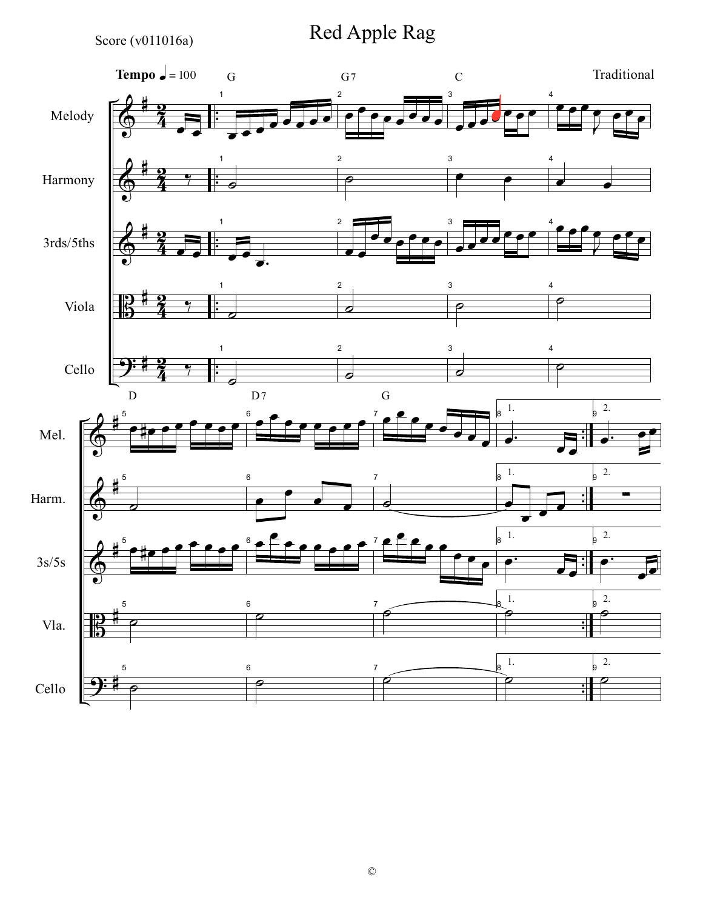Score (v011016a)

# Red Apple Rag

Traditional

Tempo ♩ = 100

G G7 C D D7 G

Melody
Harmony
3rds/5ths
Viola
Cello

Mel.
Harm.
3s/5s
Vla.
Cello

©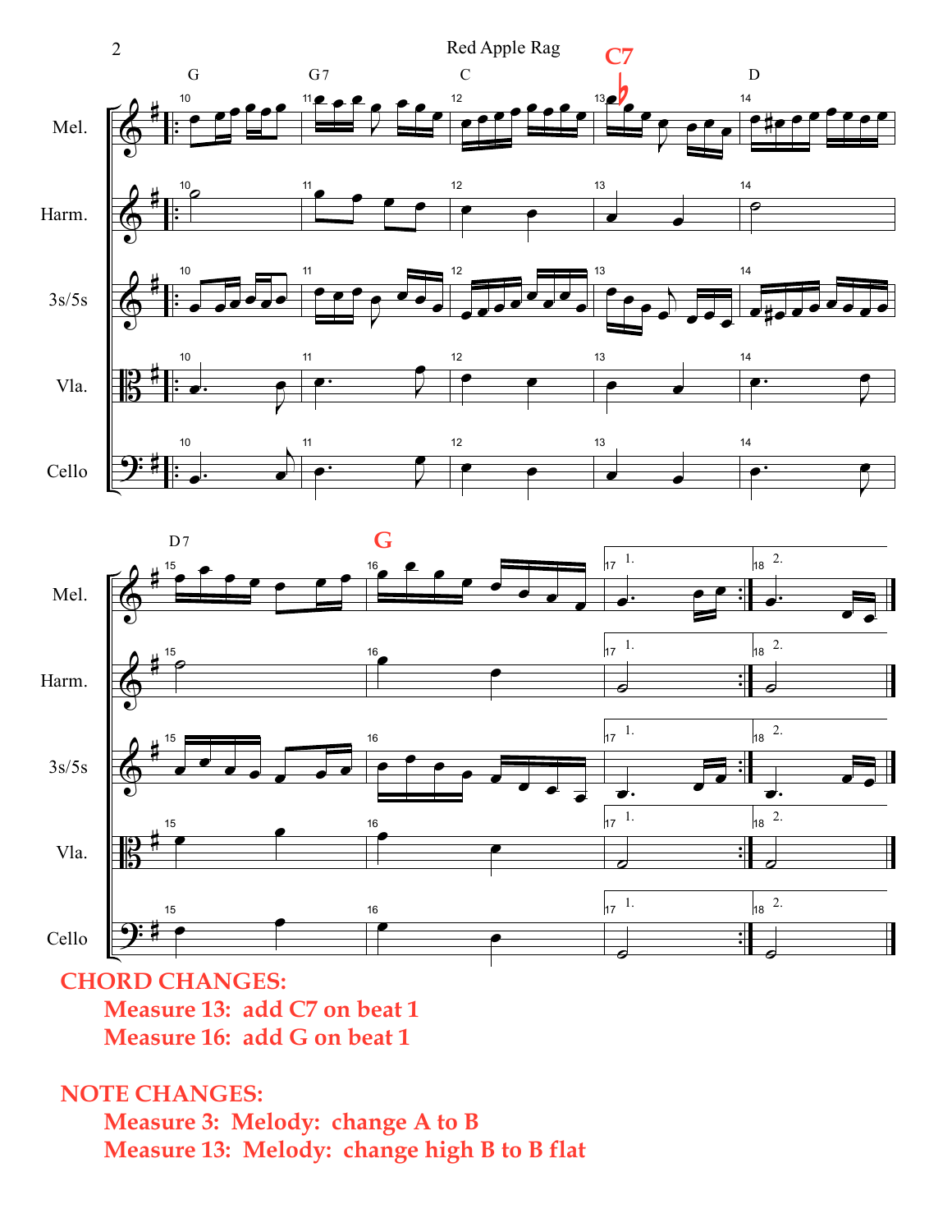CHORD CHANGES:
- Measure 13: add C7 on beat 1
- Measure 16: add G on beat 1

NOTE CHANGES:
- Measure 3: Melody: change A to B
- Measure 13: Melody: change high B to B flat